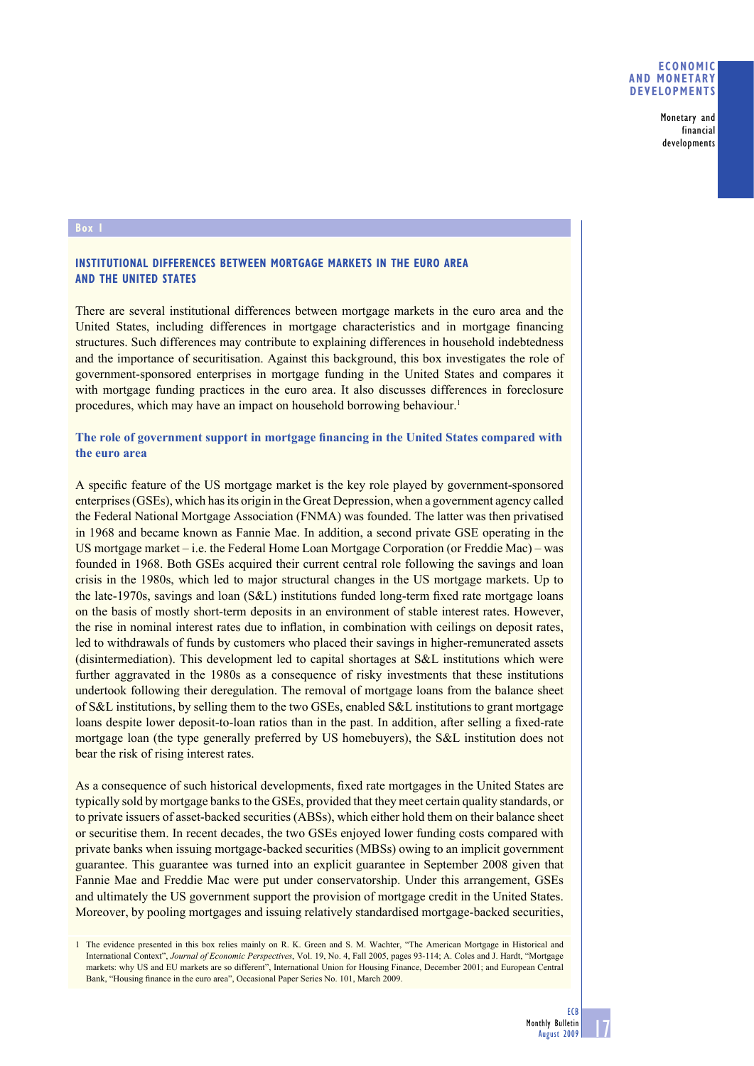**Box 1**

## INSTITUTIONAL DIFFERENCES BETWEEN MORTGAGE MARKETS IN THE EURO AREA AND THE UNITED STATES

There are several institutional differences between mortgage markets in the euro area and the United States, including differences in mortgage characteristics and in mortgage financing structures. Such differences may contribute to explaining differences in household indebtedness and the importance of securitisation. Against this background, this box investigates the role of government-sponsored enterprises in mortgage funding in the United States and compares it with mortgage funding practices in the euro area. It also discusses differences in foreclosure procedures, which may have an impact on household borrowing behaviour.[1]

### The role of government support in mortgage financing in the United States compared with the euro area

A specific feature of the US mortgage market is the key role played by government-sponsored enterprises (GSEs), which has its origin in the Great Depression, when a government agency called the Federal National Mortgage Association (FNMA) was founded. The latter was then privatised in 1968 and became known as Fannie Mae. In addition, a second private GSE operating in the US mortgage market – i.e. the Federal Home Loan Mortgage Corporation (or Freddie Mac) – was founded in 1968. Both GSEs acquired their current central role following the savings and loan crisis in the 1980s, which led to major structural changes in the US mortgage markets. Up to the late-1970s, savings and loan (S&L) institutions funded long-term fixed rate mortgage loans on the basis of mostly short-term deposits in an environment of stable interest rates. However, the rise in nominal interest rates due to inflation, in combination with ceilings on deposit rates, led to withdrawals of funds by customers who placed their savings in higher-remunerated assets (disintermediation). This development led to capital shortages at S&L institutions which were further aggravated in the 1980s as a consequence of risky investments that these institutions undertook following their deregulation. The removal of mortgage loans from the balance sheet of S&L institutions, by selling them to the two GSEs, enabled S&L institutions to grant mortgage loans despite lower deposit-to-loan ratios than in the past. In addition, after selling a fixed-rate mortgage loan (the type generally preferred by US homebuyers), the S&L institution does not bear the risk of rising interest rates.

As a consequence of such historical developments, fixed rate mortgages in the United States are typically sold by mortgage banks to the GSEs, provided that they meet certain quality standards, or to private issuers of asset-backed securities (ABSs), which either hold them on their balance sheet or securitise them. In recent decades, the two GSEs enjoyed lower funding costs compared with private banks when issuing mortgage-backed securities (MBSs) owing to an implicit government guarantee. This guarantee was turned into an explicit guarantee in September 2008 given that Fannie Mae and Freddie Mac were put under conservatorship. Under this arrangement, GSEs and ultimately the US government support the provision of mortgage credit in the United States. Moreover, by pooling mortgages and issuing relatively standardised mortgage-backed securities,

1 The evidence presented in this box relies mainly on R. K. Green and S. M. Wachter, "The American Mortgage in Historical and International Context", *Journal of Economic Perspectives*, Vol. 19, No. 4, Fall 2005, pages 93-114; A. Coles and J. Hardt, "Mortgage markets: why US and EU markets are so different", International Union for Housing Finance, December 2001; and European Central Bank, "Housing finance in the euro area", Occasional Paper Series No. 101, March 2009.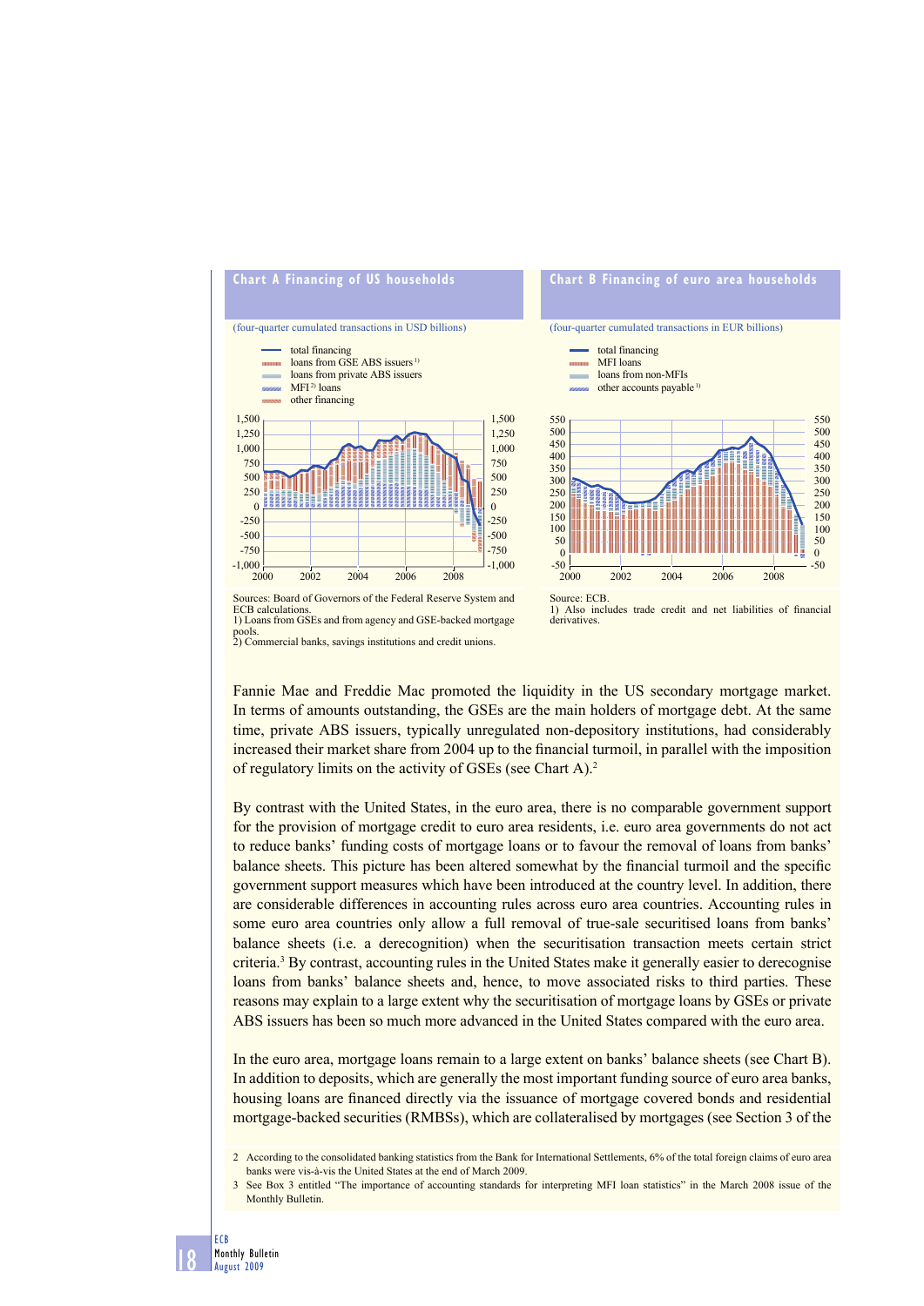**Chart A Financing of US households**

(four-quarter cumulated transactions in USD billions)

- total financing
- loans from GSE ABS issuers 1)
- loans from private ABS issuers
- MFI 2) loans
- other financing

Sources: Board of Governors of the Federal Reserve System and ECB calculations.
1) Loans from GSEs and from agency and GSE-backed mortgage pools.
2) Commercial banks, savings institutions and credit unions.

**Chart B Financing of euro area households**

(four-quarter cumulated transactions in EUR billions)

- total financing
- MFI loans
- loans from non-MFIs
- other accounts payable 1)

Source: ECB.
1) Also includes trade credit and net liabilities of financial derivatives.

Fannie Mae and Freddie Mac promoted the liquidity in the US secondary mortgage market. In terms of amounts outstanding, the GSEs are the main holders of mortgage debt. At the same time, private ABS issuers, typically unregulated non-depository institutions, had considerably increased their market share from 2004 up to the financial turmoil, in parallel with the imposition of regulatory limits on the activity of GSEs (see Chart A).[2]

By contrast with the United States, in the euro area, there is no comparable government support for the provision of mortgage credit to euro area residents, i.e. euro area governments do not act to reduce banks' funding costs of mortgage loans or to favour the removal of loans from banks' balance sheets. This picture has been altered somewhat by the financial turmoil and the specific government support measures which have been introduced at the country level. In addition, there are considerable differences in accounting rules across euro area countries. Accounting rules in some euro area countries only allow a full removal of true-sale securitised loans from banks' balance sheets (i.e. a derecognition) when the securitisation transaction meets certain strict criteria.[3] By contrast, accounting rules in the United States make it generally easier to derecognise loans from banks' balance sheets and, hence, to move associated risks to third parties. These reasons may explain to a large extent why the securitisation of mortgage loans by GSEs or private ABS issuers has been so much more advanced in the United States compared with the euro area.

In the euro area, mortgage loans remain to a large extent on banks' balance sheets (see Chart B). In addition to deposits, which are generally the most important funding source of euro area banks, housing loans are financed directly via the issuance of mortgage covered bonds and residential mortgage-backed securities (RMBSs), which are collateralised by mortgages (see Section 3 of the

2 According to the consolidated banking statistics from the Bank for International Settlements, 6% of the total foreign claims of euro area banks were vis-à-vis the United States at the end of March 2009.

3 See Box 3 entitled "The importance of accounting standards for interpreting MFI loan statistics" in the March 2008 issue of the Monthly Bulletin.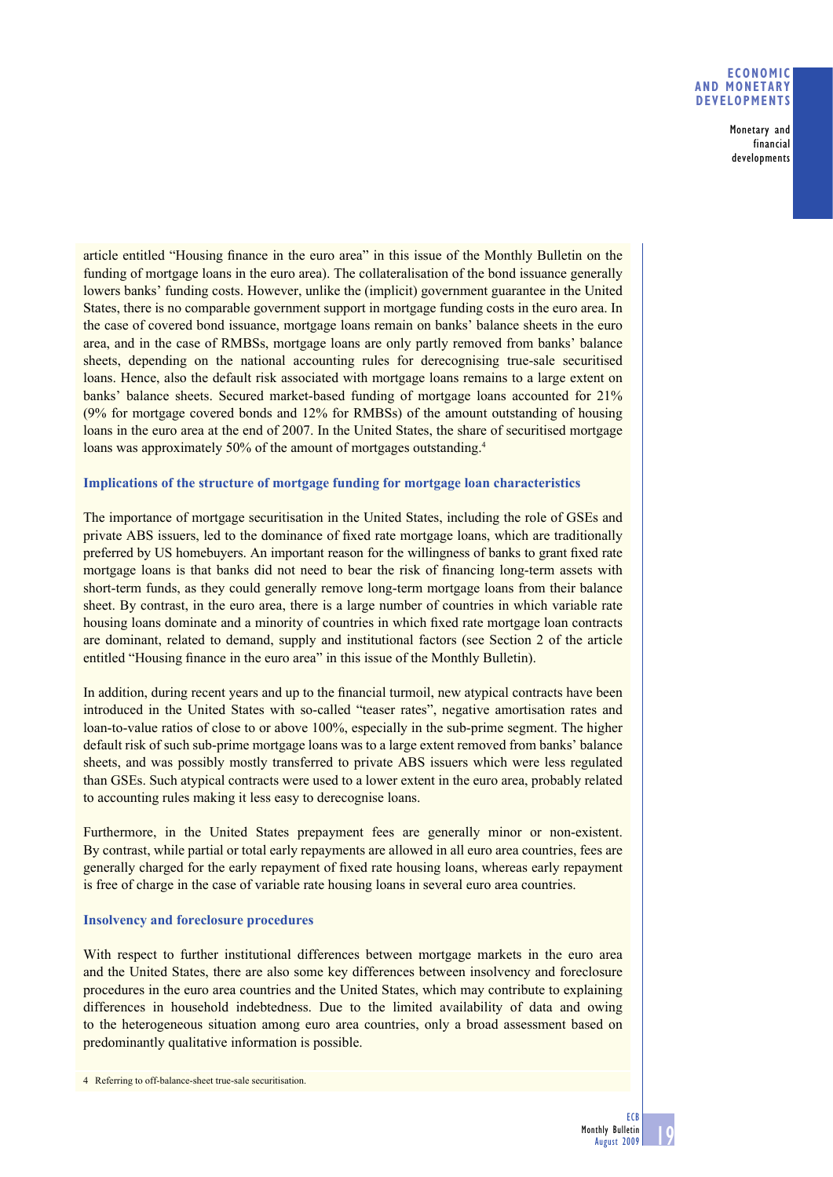article entitled "Housing finance in the euro area" in this issue of the Monthly Bulletin on the funding of mortgage loans in the euro area). The collateralisation of the bond issuance generally lowers banks' funding costs. However, unlike the (implicit) government guarantee in the United States, there is no comparable government support in mortgage funding costs in the euro area. In the case of covered bond issuance, mortgage loans remain on banks' balance sheets in the euro area, and in the case of RMBSs, mortgage loans are only partly removed from banks' balance sheets, depending on the national accounting rules for derecognising true-sale securitised loans. Hence, also the default risk associated with mortgage loans remains to a large extent on banks' balance sheets. Secured market-based funding of mortgage loans accounted for 21% (9% for mortgage covered bonds and 12% for RMBSs) of the amount outstanding of housing loans in the euro area at the end of 2007. In the United States, the share of securitised mortgage loans was approximately 50% of the amount of mortgages outstanding.[4]

### Implications of the structure of mortgage funding for mortgage loan characteristics

The importance of mortgage securitisation in the United States, including the role of GSEs and private ABS issuers, led to the dominance of fixed rate mortgage loans, which are traditionally preferred by US homebuyers. An important reason for the willingness of banks to grant fixed rate mortgage loans is that banks did not need to bear the risk of financing long-term assets with short-term funds, as they could generally remove long-term mortgage loans from their balance sheet. By contrast, in the euro area, there is a large number of countries in which variable rate housing loans dominate and a minority of countries in which fixed rate mortgage loan contracts are dominant, related to demand, supply and institutional factors (see Section 2 of the article entitled "Housing finance in the euro area" in this issue of the Monthly Bulletin).

In addition, during recent years and up to the financial turmoil, new atypical contracts have been introduced in the United States with so-called "teaser rates", negative amortisation rates and loan-to-value ratios of close to or above 100%, especially in the sub-prime segment. The higher default risk of such sub-prime mortgage loans was to a large extent removed from banks' balance sheets, and was possibly mostly transferred to private ABS issuers which were less regulated than GSEs. Such atypical contracts were used to a lower extent in the euro area, probably related to accounting rules making it less easy to derecognise loans.

Furthermore, in the United States prepayment fees are generally minor or non-existent. By contrast, while partial or total early repayments are allowed in all euro area countries, fees are generally charged for the early repayment of fixed rate housing loans, whereas early repayment is free of charge in the case of variable rate housing loans in several euro area countries.

### Insolvency and foreclosure procedures

With respect to further institutional differences between mortgage markets in the euro area and the United States, there are also some key differences between insolvency and foreclosure procedures in the euro area countries and the United States, which may contribute to explaining differences in household indebtedness. Due to the limited availability of data and owing to the heterogeneous situation among euro area countries, only a broad assessment based on predominantly qualitative information is possible.

4 Referring to off-balance-sheet true-sale securitisation.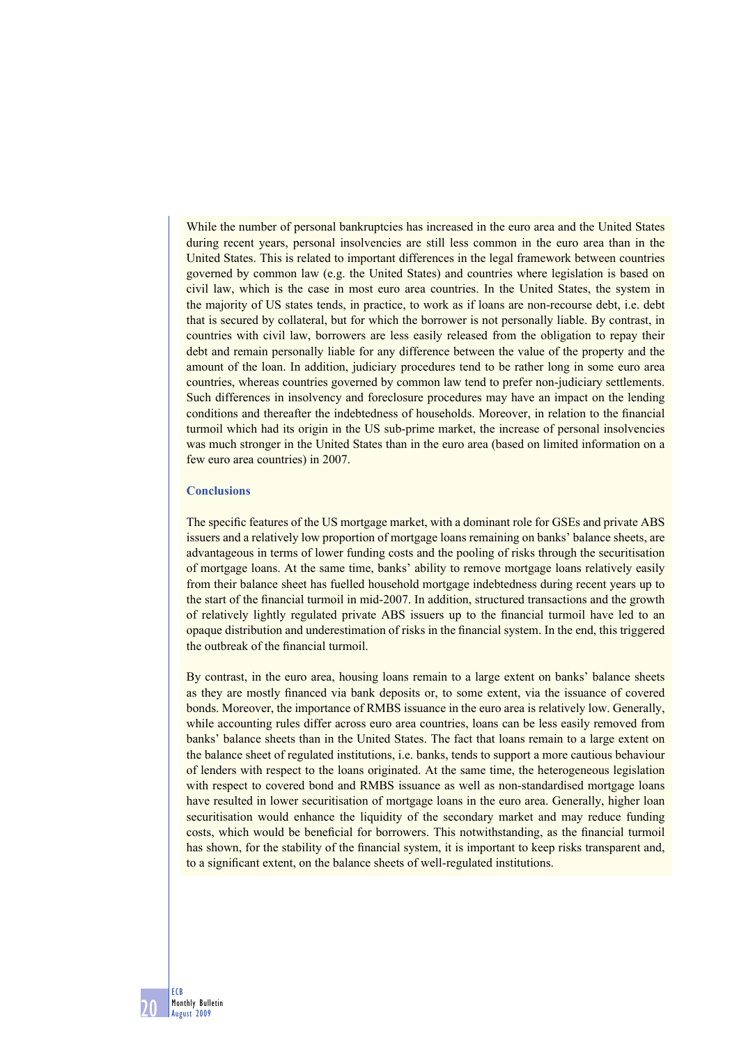While the number of personal bankruptcies has increased in the euro area and the United States during recent years, personal insolvencies are still less common in the euro area than in the United States. This is related to important differences in the legal framework between countries governed by common law (e.g. the United States) and countries where legislation is based on civil law, which is the case in most euro area countries. In the United States, the system in the majority of US states tends, in practice, to work as if loans are non-recourse debt, i.e. debt that is secured by collateral, but for which the borrower is not personally liable. By contrast, in countries with civil law, borrowers are less easily released from the obligation to repay their debt and remain personally liable for any difference between the value of the property and the amount of the loan. In addition, judiciary procedures tend to be rather long in some euro area countries, whereas countries governed by common law tend to prefer non-judiciary settlements. Such differences in insolvency and foreclosure procedures may have an impact on the lending conditions and thereafter the indebtedness of households. Moreover, in relation to the financial turmoil which had its origin in the US sub-prime market, the increase of personal insolvencies was much stronger in the United States than in the euro area (based on limited information on a few euro area countries) in 2007.

### Conclusions

The specific features of the US mortgage market, with a dominant role for GSEs and private ABS issuers and a relatively low proportion of mortgage loans remaining on banks' balance sheets, are advantageous in terms of lower funding costs and the pooling of risks through the securitisation of mortgage loans. At the same time, banks' ability to remove mortgage loans relatively easily from their balance sheet has fuelled household mortgage indebtedness during recent years up to the start of the financial turmoil in mid-2007. In addition, structured transactions and the growth of relatively lightly regulated private ABS issuers up to the financial turmoil have led to an opaque distribution and underestimation of risks in the financial system. In the end, this triggered the outbreak of the financial turmoil.

By contrast, in the euro area, housing loans remain to a large extent on banks' balance sheets as they are mostly financed via bank deposits or, to some extent, via the issuance of covered bonds. Moreover, the importance of RMBS issuance in the euro area is relatively low. Generally, while accounting rules differ across euro area countries, loans can be less easily removed from banks' balance sheets than in the United States. The fact that loans remain to a large extent on the balance sheet of regulated institutions, i.e. banks, tends to support a more cautious behaviour of lenders with respect to the loans originated. At the same time, the heterogeneous legislation with respect to covered bond and RMBS issuance as well as non-standardised mortgage loans have resulted in lower securitisation of mortgage loans in the euro area. Generally, higher loan securitisation would enhance the liquidity of the secondary market and may reduce funding costs, which would be beneficial for borrowers. This notwithstanding, as the financial turmoil has shown, for the stability of the financial system, it is important to keep risks transparent and, to a significant extent, on the balance sheets of well-regulated institutions.